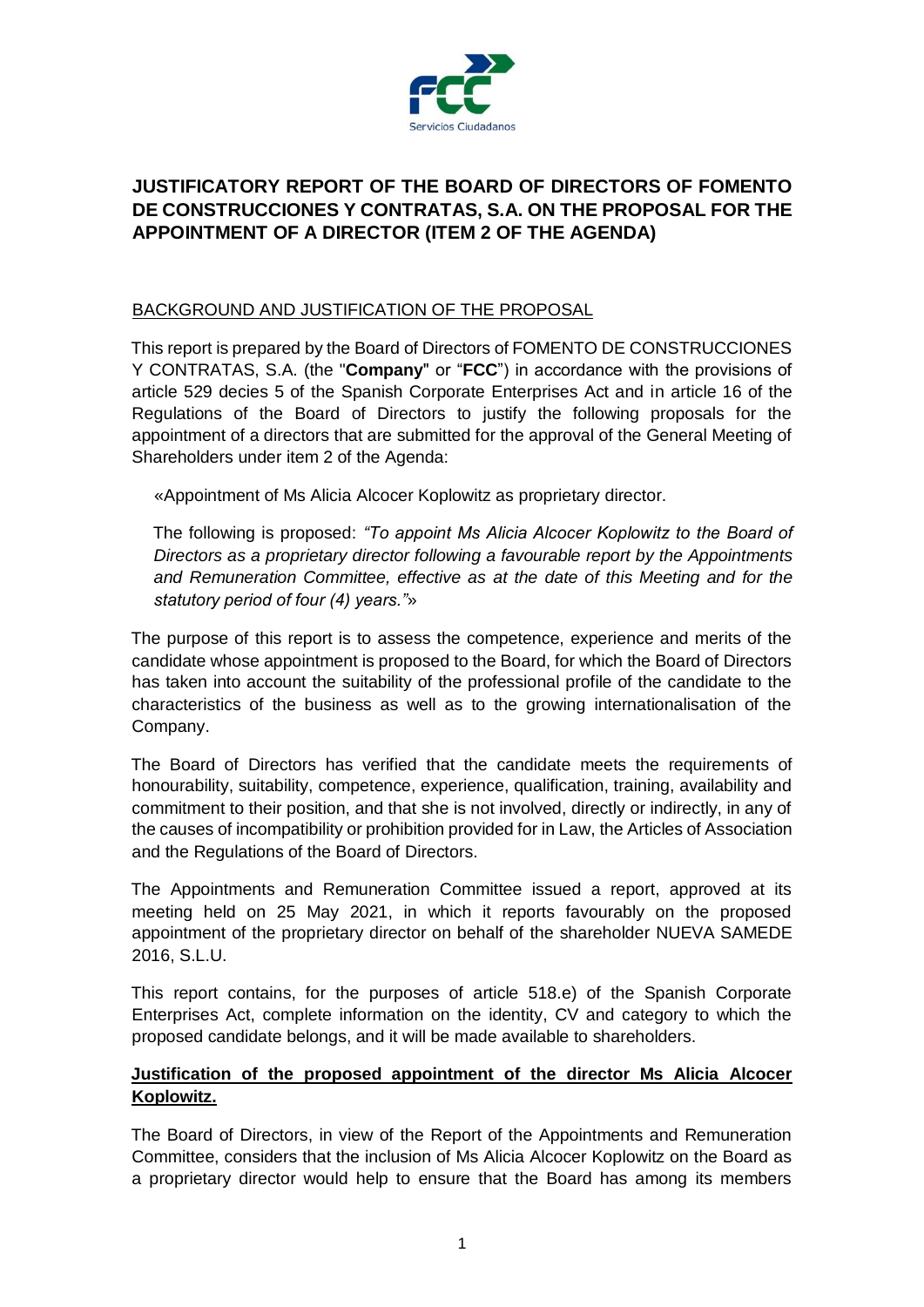# JUSTIFICATORY REPORT OF THE BOARD OF DIRECTORS OF FOMENTO DE CONSTRUCCIONES Y CONTRATAS, S.A. ON THE PROPOSAL FOR THE APPOINTMENT OF A DIRECTOR (ITEM 2 OF THE AGENDA)

## BACKGROUND AND JUSTIFICATION OF THE PROPOSAL

This report is prepared by the Board of Directors of FOMENTO DE CONSTRUCCIONES Y CONTRATAS, S.A. (the "**Company**" or "**FCC**") in accordance with the provisions of article 529 decies 5 of the Spanish Corporate Enterprises Act and in article 16 of the Regulations of the Board of Directors to justify the following proposals for the appointment of a directors that are submitted for the approval of the General Meeting of Shareholders under item 2 of the Agenda:

> «Appointment of Ms Alicia Alcocer Koplowitz as proprietary director.
>
> The following is proposed: *"To appoint Ms Alicia Alcocer Koplowitz to the Board of Directors as a proprietary director following a favourable report by the Appointments and Remuneration Committee, effective as at the date of this Meeting and for the statutory period of four (4) years."*»

The purpose of this report is to assess the competence, experience and merits of the candidate whose appointment is proposed to the Board, for which the Board of Directors has taken into account the suitability of the professional profile of the candidate to the characteristics of the business as well as to the growing internationalisation of the Company.

The Board of Directors has verified that the candidate meets the requirements of honourability, suitability, competence, experience, qualification, training, availability and commitment to their position, and that she is not involved, directly or indirectly, in any of the causes of incompatibility or prohibition provided for in Law, the Articles of Association and the Regulations of the Board of Directors.

The Appointments and Remuneration Committee issued a report, approved at its meeting held on 25 May 2021, in which it reports favourably on the proposed appointment of the proprietary director on behalf of the shareholder NUEVA SAMEDE 2016, S.L.U.

This report contains, for the purposes of article 518.e) of the Spanish Corporate Enterprises Act, complete information on the identity, CV and category to which the proposed candidate belongs, and it will be made available to shareholders.

### Justification of the proposed appointment of the director Ms Alicia Alcocer Koplowitz.

The Board of Directors, in view of the Report of the Appointments and Remuneration Committee, considers that the inclusion of Ms Alicia Alcocer Koplowitz on the Board as a proprietary director would help to ensure that the Board has among its members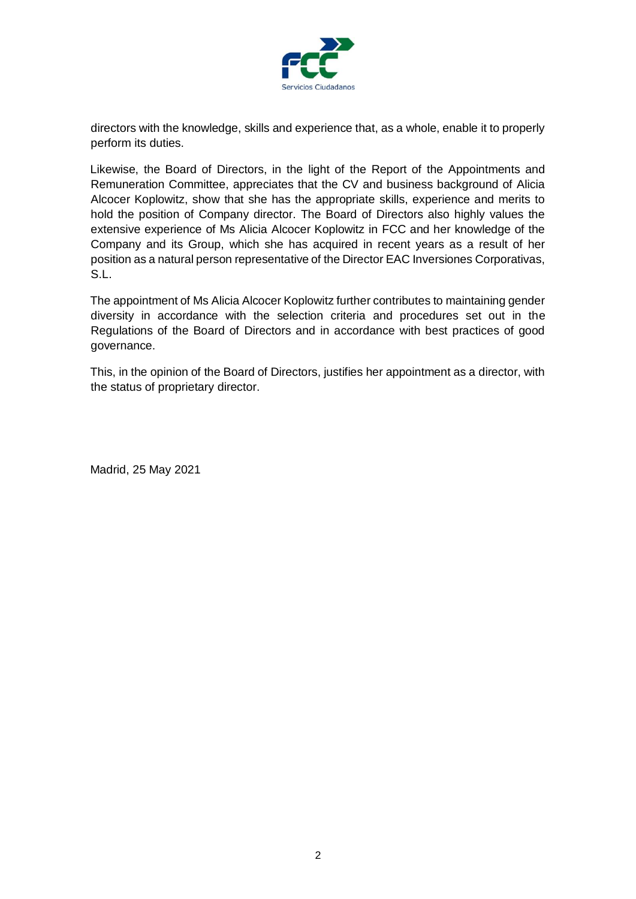directors with the knowledge, skills and experience that, as a whole, enable it to properly perform its duties.

Likewise, the Board of Directors, in the light of the Report of the Appointments and Remuneration Committee, appreciates that the CV and business background of Alicia Alcocer Koplowitz, show that she has the appropriate skills, experience and merits to hold the position of Company director. The Board of Directors also highly values the extensive experience of Ms Alicia Alcocer Koplowitz in FCC and her knowledge of the Company and its Group, which she has acquired in recent years as a result of her position as a natural person representative of the Director EAC Inversiones Corporativas, S.L.

The appointment of Ms Alicia Alcocer Koplowitz further contributes to maintaining gender diversity in accordance with the selection criteria and procedures set out in the Regulations of the Board of Directors and in accordance with best practices of good governance.

This, in the opinion of the Board of Directors, justifies her appointment as a director, with the status of proprietary director.

Madrid, 25 May 2021